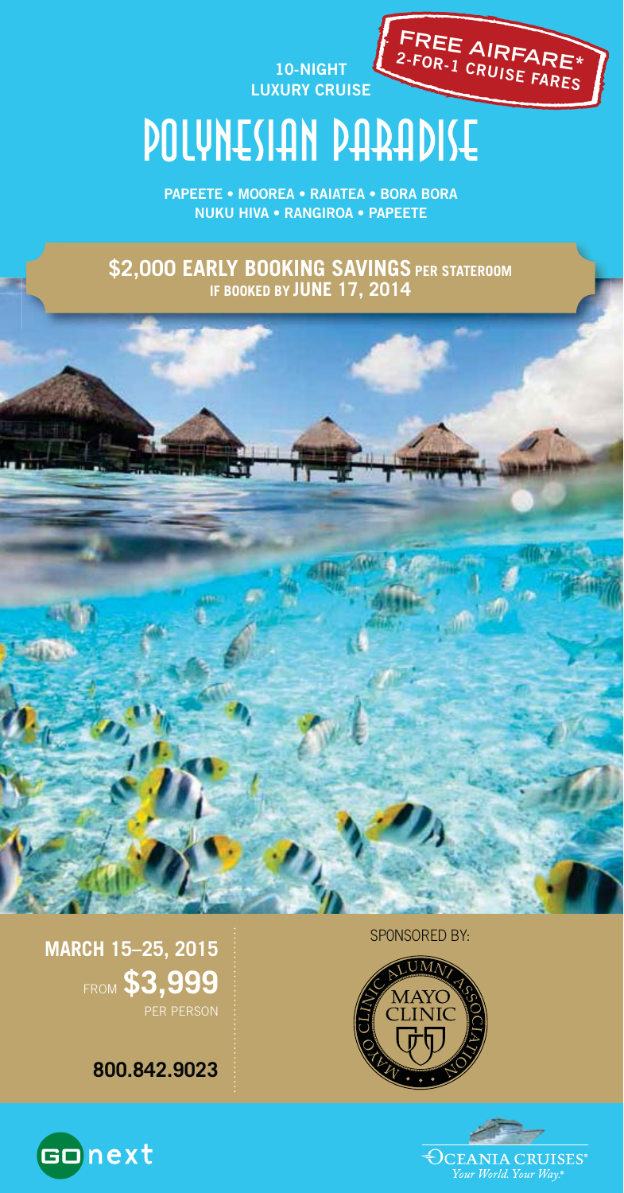**10-NIGHT LUXURY CRUISE**

**FREE AIRFARE\***
**2-FOR-1 CRUISE FARES**

# POLYNESIAN PARADISE

**PAPEETE • MOOREA • RAIATEA • BORA BORA**
**NUKU HIVA • RANGIROA • PAPEETE**

**$2,000 EARLY BOOKING SAVINGS PER STATEROOM IF BOOKED BY JUNE 17, 2014**

**MARCH 15–25, 2015**

FROM **$3,999** PER PERSON

**800.842.9023**

SPONSORED BY:

MAYO CLINIC ALUMNI ASSOCIATION

GO next

OCEANIA CRUISES®
*Your World. Your Way.®*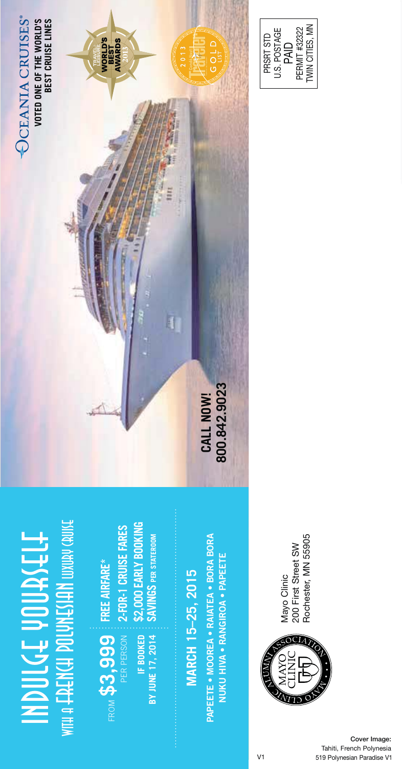# INDULGE YOURSELF

## WITH A FRENCH POLYNESIAN LUXURY CRUISE

FROM **$3,999** PER PERSON

**IF BOOKED BY JUNE 17, 2014**

**FREE AIRFARE***

**2-FOR-1 CRUISE FARES**

**$2,000 EARLY BOOKING SAVINGS PER STATEROOM**

**MARCH 15–25, 2015**

**PAPEETE • MOOREA • RAIATEA • BORA BORA NUKU HIVA • RANGIROA • PAPEETE**

**CALL NOW! 800.842.9023**

OCEANIA CRUISES®

**VOTED ONE OF THE WORLD'S BEST CRUISE LINES**

TRAVEL + LEISURE WORLD'S BEST AWARDS 2013

Condé Nast Traveler GOLD LIST 2013

MAYO CLINIC ALUMNI ASSOCIATION

Mayo Clinic
200 First Street SW
Rochester, MN 55905

PRSRT STD
U.S. POSTAGE
PAID
PERMIT #32322
TWIN CITIES, MN

V1

**Cover Image:**
Tahiti, French Polynesia
519 Polynesian Paradise V1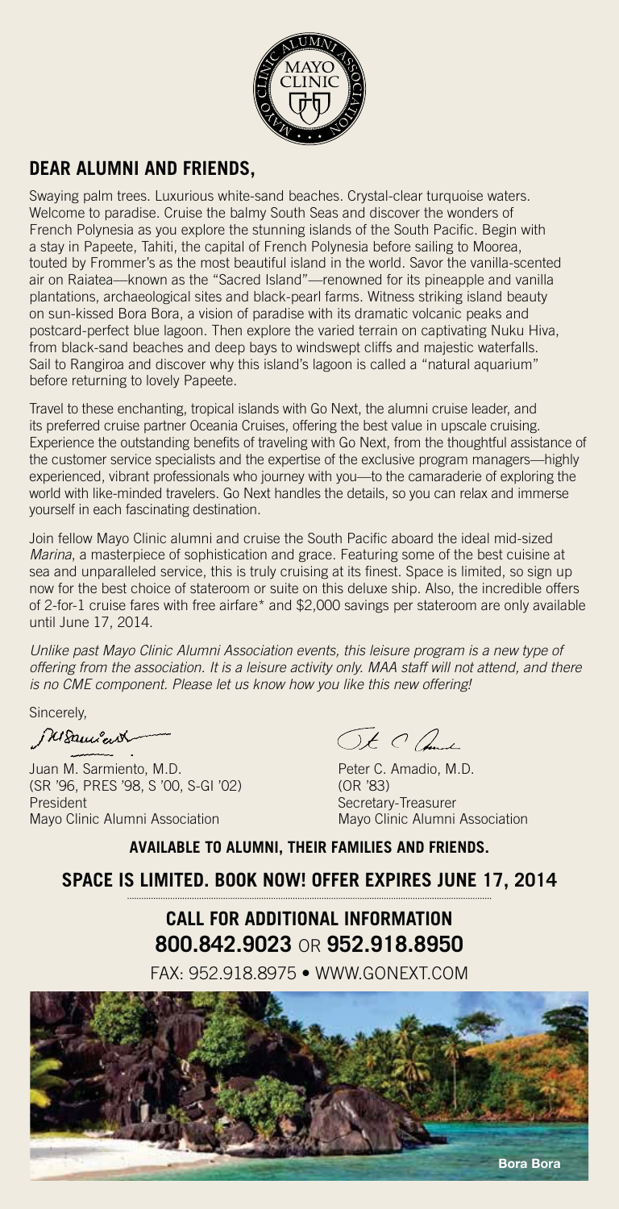## DEAR ALUMNI AND FRIENDS,

Swaying palm trees. Luxurious white-sand beaches. Crystal-clear turquoise waters. Welcome to paradise. Cruise the balmy South Seas and discover the wonders of French Polynesia as you explore the stunning islands of the South Pacific. Begin with a stay in Papeete, Tahiti, the capital of French Polynesia before sailing to Moorea, touted by Frommer's as the most beautiful island in the world. Savor the vanilla-scented air on Raiatea—known as the "Sacred Island"—renowned for its pineapple and vanilla plantations, archaeological sites and black-pearl farms. Witness striking island beauty on sun-kissed Bora Bora, a vision of paradise with its dramatic volcanic peaks and postcard-perfect blue lagoon. Then explore the varied terrain on captivating Nuku Hiva, from black-sand beaches and deep bays to windswept cliffs and majestic waterfalls. Sail to Rangiroa and discover why this island's lagoon is called a "natural aquarium" before returning to lovely Papeete.

Travel to these enchanting, tropical islands with Go Next, the alumni cruise leader, and its preferred cruise partner Oceania Cruises, offering the best value in upscale cruising. Experience the outstanding benefits of traveling with Go Next, from the thoughtful assistance of the customer service specialists and the expertise of the exclusive program managers—highly experienced, vibrant professionals who journey with you—to the camaraderie of exploring the world with like-minded travelers. Go Next handles the details, so you can relax and immerse yourself in each fascinating destination.

Join fellow Mayo Clinic alumni and cruise the South Pacific aboard the ideal mid-sized *Marina*, a masterpiece of sophistication and grace. Featuring some of the best cuisine at sea and unparalleled service, this is truly cruising at its finest. Space is limited, so sign up now for the best choice of stateroom or suite on this deluxe ship. Also, the incredible offers of 2-for-1 cruise fares with free airfare* and $2,000 savings per stateroom are only available until June 17, 2014.

*Unlike past Mayo Clinic Alumni Association events, this leisure program is a new type of offering from the association. It is a leisure activity only. MAA staff will not attend, and there is no CME component. Please let us know how you like this new offering!*

Sincerely,

Juan M. Sarmiento, M.D.
(SR '96, PRES '98, S '00, S-GI '02)
President
Mayo Clinic Alumni Association

Peter C. Amadio, M.D.
(OR '83)
Secretary-Treasurer
Mayo Clinic Alumni Association

**AVAILABLE TO ALUMNI, THEIR FAMILIES AND FRIENDS.**

**SPACE IS LIMITED. BOOK NOW! OFFER EXPIRES JUNE 17, 2014**

**CALL FOR ADDITIONAL INFORMATION**
**800.842.9023** OR **952.918.8950**

FAX: 952.918.8975 • WWW.GONEXT.COM

Bora Bora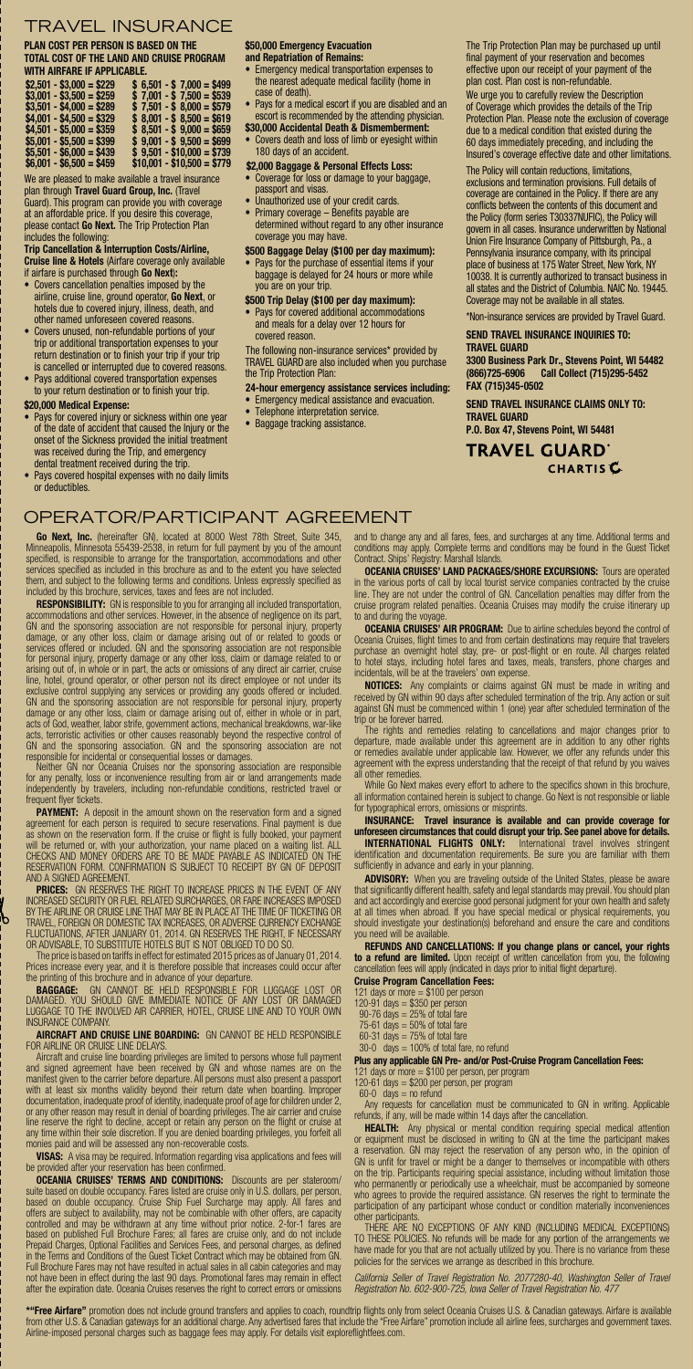# TRAVEL INSURANCE

**PLAN COST PER PERSON IS BASED ON THE TOTAL COST OF THE LAND AND CRUISE PROGRAM WITH AIRFARE IF APPLICABLE.**

| | |
|---|---|
| $2,501 - $3,000 = $229 | $ 6,501 - $ 7,000 = $499 |
| $3,001 - $3,500 = $259 | $ 7,001 - $ 7,500 = $539 |
| $3,501 - $4,000 = $289 | $ 7,501 - $ 8,000 = $579 |
| $4,001 - $4,500 = $329 | $ 8,001 - $ 8,500 = $619 |
| $4,501 - $5,000 = $359 | $ 8,501 - $ 9,000 = $659 |
| $5,001 - $5,500 = $399 | $ 9,001 - $ 9,500 = $699 |
| $5,501 - $6,000 = $439 | $ 9,501 - $10,000 = $739 |
| $6,001 - $6,500 = $459 | $10,001 - $10,500 = $779 |

We are pleased to make available a travel insurance plan through **Travel Guard Group, Inc.** (Travel Guard). This program can provide you with coverage at an affordable price. If you desire this coverage, please contact **Go Next.** The Trip Protection Plan includes the following:

**Trip Cancellation & Interruption Costs/Airline, Cruise line & Hotels** (Airfare coverage only available if airfare is purchased through **Go Next**):

- Covers cancellation penalties imposed by the airline, cruise line, ground operator, **Go Next**, or hotels due to covered injury, illness, death, and other named unforeseen covered reasons.
- Covers unused, non-refundable portions of your trip or additional transportation expenses to your return destination or to finish your trip if your trip is cancelled or interrupted due to covered reasons.
- Pays additional covered transportation expenses to your return destination or to finish your trip.

**$20,000 Medical Expense:**

- Pays for covered injury or sickness within one year of the date of accident that caused the Injury or the onset of the Sickness provided the initial treatment was received during the Trip, and emergency dental treatment received during the trip.
- Pays covered hospital expenses with no daily limits or deductibles.

**$50,000 Emergency Evacuation and Repatriation of Remains:**

- Emergency medical transportation expenses to the nearest adequate medical facility (home in case of death).
- Pays for a medical escort if you are disabled and an escort is recommended by the attending physician.

**$30,000 Accidental Death & Dismemberment:**

- Covers death and loss of limb or eyesight within 180 days of an accident.

**$2,000 Baggage & Personal Effects Loss:**

- Coverage for loss or damage to your baggage, passport and visas.
- Unauthorized use of your credit cards.
- Primary coverage – Benefits payable are determined without regard to any other insurance coverage you may have.

**$500 Baggage Delay ($100 per day maximum):**

- Pays for the purchase of essential items if your baggage is delayed for 24 hours or more while you are on your trip.

**$500 Trip Delay ($100 per day maximum):**

- Pays for covered additional accommodations and meals for a delay over 12 hours for covered reason.

The following non-insurance services* provided by TRAVEL GUARD are also included when you purchase the Trip Protection Plan:

**24-hour emergency assistance services including:**

- Emergency medical assistance and evacuation.
- Telephone interpretation service.
- Baggage tracking assistance.

The Trip Protection Plan may be purchased up until final payment of your reservation and becomes effective upon our receipt of your payment of the plan cost. Plan cost is non-refundable.

We urge you to carefully review the Description of Coverage which provides the details of the Trip Protection Plan. Please note the exclusion of coverage due to a medical condition that existed during the 60 days immediately preceding, and including the Insured's coverage effective date and other limitations.

The Policy will contain reductions, limitations, exclusions and termination provisions. Full details of coverage are contained in the Policy. If there are any conflicts between the contents of this document and the Policy (form series T30337NUFIC), the Policy will govern in all cases. Insurance underwritten by National Union Fire Insurance Company of Pittsburgh, Pa., a Pennsylvania insurance company, with its principal place of business at 175 Water Street, New York, NY 10038. It is currently authorized to transact business in all states and the District of Columbia. NAIC No. 19445. Coverage may not be available in all states.

*Non-insurance services are provided by Travel Guard.

**SEND TRAVEL INSURANCE INQUIRIES TO:**
**TRAVEL GUARD**
**3300 Business Park Dr., Stevens Point, WI 54482**
**(866)725-6906 Call Collect (715)295-5452**
**FAX (715)345-0502**

**SEND TRAVEL INSURANCE CLAIMS ONLY TO:**
**TRAVEL GUARD**
**P.O. Box 47, Stevens Point, WI 54481**

**TRAVEL GUARD® CHARTIS**

# OPERATOR/PARTICIPANT AGREEMENT

**Go Next, Inc.** (hereinafter GN), located at 8000 West 78th Street, Suite 345, Minneapolis, Minnesota 55439-2538, in return for full payment by you of the amount specified, is responsible to arrange for the transportation, accommodations and other services specified as included in this brochure as and to the extent you have selected them, and subject to the following terms and conditions. Unless expressly specified as included by this brochure, services, taxes and fees are not included.

**RESPONSIBILITY:** GN is responsible to you for arranging all included transportation, accommodations and other services. However, in the absence of negligence on its part, GN and the sponsoring association are not responsible for personal injury, property damage, or any other loss, claim or damage arising out of or related to goods or services offered or included. GN and the sponsoring association are not responsible for personal injury, property damage or any other loss, claim or damage related to or arising out of, in whole or in part, the acts or omissions of any direct air carrier, cruise line, hotel, ground operator, or other person not its direct employee or not under its exclusive control supplying any services or providing any goods offered or included. GN and the sponsoring association are not responsible for personal injury, property damage or any other loss, claim or damage arising out of, either in whole or in part, acts of God, weather, labor strife, government actions, mechanical breakdowns, war-like acts, terroristic activities or other causes reasonably beyond the respective control of GN and the sponsoring association. GN and the sponsoring association are not responsible for incidental or consequential losses or damages.

Neither GN nor Oceania Cruises nor the sponsoring association are responsible for any penalty, loss or inconvenience resulting from air or land arrangements made independently by travelers, including non-refundable conditions, restricted travel or frequent flyer tickets.

**PAYMENT:** A deposit in the amount shown on the reservation form and a signed agreement for each person is required to secure reservations. Final payment is due as shown on the reservation form. If the cruise or flight is fully booked, your payment will be returned or, with your authorization, your name placed on a waiting list. ALL CHECKS AND MONEY ORDERS ARE TO BE MADE PAYABLE AS INDICATED ON THE RESERVATION FORM. CONFIRMATION IS SUBJECT TO RECEIPT BY GN OF DEPOSIT AND A SIGNED AGREEMENT.

**PRICES:** GN RESERVES THE RIGHT TO INCREASE PRICES IN THE EVENT OF ANY INCREASED SECURITY OR FUEL RELATED SURCHARGES, OR FARE INCREASES IMPOSED BY THE AIRLINE OR CRUISE LINE THAT MAY BE IN PLACE AT THE TIME OF TICKETING OR TRAVEL, FOREIGN OR DOMESTIC TAX INCREASES, OR ADVERSE CURRENCY EXCHANGE FLUCTUATIONS, AFTER JANUARY 01, 2014. GN RESERVES THE RIGHT, IF NECESSARY OR ADVISABLE, TO SUBSTITUTE HOTELS BUT IS NOT OBLIGED TO DO SO.

The price is based on tariffs in effect for estimated 2015 prices as of January 01, 2014. Prices increase every year, and it is therefore possible that increases could occur after the printing of this brochure and in advance of your departure.

**BAGGAGE:** GN CANNOT BE HELD RESPONSIBLE FOR LUGGAGE LOST OR DAMAGED. YOU SHOULD GIVE IMMEDIATE NOTICE OF ANY LOST OR DAMAGED LUGGAGE TO THE INVOLVED AIR CARRIER, HOTEL, CRUISE LINE AND TO YOUR OWN INSURANCE COMPANY.

**AIRCRAFT AND CRUISE LINE BOARDING:** GN CANNOT BE HELD RESPONSIBLE FOR AIRLINE OR CRUISE LINE DELAYS.

Aircraft and cruise line boarding privileges are limited to persons whose full payment and signed agreement have been received by GN and whose names are on the manifest given to the carrier before departure. All persons must also present a passport with at least six months validity beyond their return date when boarding. Improper documentation, inadequate proof of identity, inadequate proof of age for children under 2, or any other reason may result in denial of boarding privileges. The air carrier and cruise line reserve the right to decline, accept or retain any person on the flight or cruise at any time within their sole discretion. If you are denied boarding privileges, you forfeit all monies paid and will be assessed any non-recoverable costs.

**VISAS:** A visa may be required. Information regarding visa applications and fees will be provided after your reservation has been confirmed.

**OCEANIA CRUISES' TERMS AND CONDITIONS:** Discounts are per stateroom/suite based on double occupancy. Fares listed are cruise only in U.S. dollars, per person, based on double occupancy. Cruise Ship Fuel Surcharge may apply. All fares and offers are subject to availability, may not be combinable with other offers, are capacity controlled and may be withdrawn at any time without prior notice. 2-for-1 fares are based on published Full Brochure Fares; all fares are cruise only, and do not include Prepaid Charges, Optional Facilities and Services Fees, and personal charges, as defined in the Terms and Conditions of the Guest Ticket Contract which may be obtained from GN. Full Brochure Fares may not have resulted in actual sales in all cabin categories and may not have been in effect during the last 90 days. Promotional fares may remain in effect after the expiration date. Oceania Cruises reserves the right to correct errors or omissions and to change any and all fares, fees, and surcharges at any time. Additional terms and conditions may apply. Complete terms and conditions may be found in the Guest Ticket Contract. Ships' Registry: Marshall Islands.

**OCEANIA CRUISES' LAND PACKAGES/SHORE EXCURSIONS:** Tours are operated in the various ports of call by local tourist service companies contracted by the cruise line. They are not under the control of GN. Cancellation penalties may differ from the cruise program related penalties. Oceania Cruises may modify the cruise itinerary up to and during the voyage.

**OCEANIA CRUISES' AIR PROGRAM:** Due to airline schedules beyond the control of Oceania Cruises, flight times to and from certain destinations may require that travelers purchase an overnight hotel stay, pre- or post-flight or en route. All charges related to hotel stays, including hotel fares and taxes, meals, transfers, phone charges and incidentals, will be at the travelers' own expense.

**NOTICES:** Any complaints or claims against GN must be made in writing and received by GN within 90 days after scheduled termination of the trip. Any action or suit against GN must be commenced within 1 (one) year after scheduled termination of the trip or be forever barred.

The rights and remedies relating to cancellations and major changes prior to departure, made available under this agreement are in addition to any other rights or remedies available under applicable law. However, we offer any refunds under this agreement with the express understanding that the receipt of that refund by you waives all other remedies.

While Go Next makes every effort to adhere to the specifics shown in this brochure, all information contained herein is subject to change. Go Next is not responsible or liable for typographical errors, omissions or misprints.

**INSURANCE: Travel insurance is available and can provide coverage for unforeseen circumstances that could disrupt your trip. See panel above for details.**

**INTERNATIONAL FLIGHTS ONLY:** International travel involves stringent identification and documentation requirements. Be sure you are familiar with them sufficiently in advance and early in your planning.

**ADVISORY:** When you are traveling outside of the United States, please be aware that significantly different health, safety and legal standards may prevail. You should plan and act accordingly and exercise good personal judgment for your own health and safety at all times when abroad. If you have special medical or physical requirements, you should investigate your destination(s) beforehand and ensure the care and conditions you need will be available.

**REFUNDS AND CANCELLATIONS: If you change plans or cancel, your rights to a refund are limited.** Upon receipt of written cancellation from you, the following cancellation fees will apply (indicated in days prior to initial flight departure).

**Cruise Program Cancellation Fees:**

121 days or more = $100 per person
120-91 days = $350 per person
90-76 days = 25% of total fare
75-61 days = 50% of total fare
60-31 days = 75% of total fare
30-0 days = 100% of total fare, no refund

**Plus any applicable GN Pre- and/or Post-Cruise Program Cancellation Fees:**

121 days or more = $100 per person, per program
120-61 days = $200 per person, per program
60-0 days = no refund

Any requests for cancellation must be communicated to GN in writing. Applicable refunds, if any, will be made within 14 days after the cancellation.

**HEALTH:** Any physical or mental condition requiring special medical attention or equipment must be disclosed in writing to GN at the time the participant makes a reservation. GN may reject the reservation of any person who, in the opinion of GN is unfit for travel or might be a danger to themselves or incompatible with others on the trip. Participants requiring special assistance, including without limitation those who permanently or periodically use a wheelchair, must be accompanied by someone who agrees to provide the required assistance. GN reserves the right to terminate the participation of any participant whose conduct or condition materially inconveniences other participants.

THERE ARE NO EXCEPTIONS OF ANY KIND (INCLUDING MEDICAL EXCEPTIONS) TO THESE POLICIES. No refunds will be made for any portion of the arrangements we have made for you that are not actually utilized by you. There is no variance from these policies for the services we arrange as described in this brochure.

*California Seller of Travel Registration No. 2077280-40, Washington Seller of Travel Registration No. 602-900-725, Iowa Seller of Travel Registration No. 477*

**"Free Airfare"** promotion does not include ground transfers and applies to coach, roundtrip flights only from select Oceania Cruises U.S. & Canadian gateways. Airfare is available from other U.S. & Canadian gateways for an additional charge. Any advertised fares that include the "Free Airfare" promotion include all airline fees, surcharges and government taxes. Airline-imposed personal charges such as baggage fees may apply. For details visit exploreflightfees.com.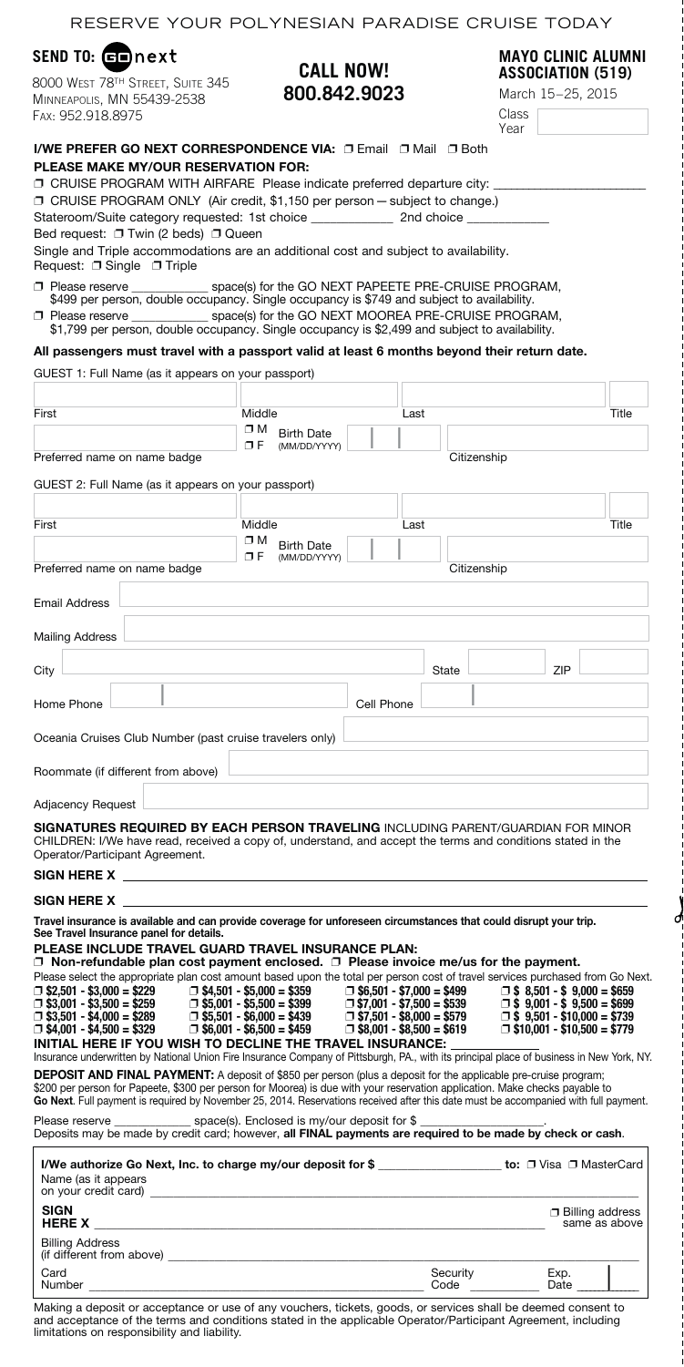# RESERVE YOUR POLYNESIAN PARADISE CRUISE TODAY

**SEND TO: GO next**
8000 West 78th Street, Suite 345
Minneapolis, MN 55439-2538
Fax: 952.918.8975

**CALL NOW!**
**800.842.9023**

**MAYO CLINIC ALUMNI ASSOCIATION (519)**
March 15–25, 2015

Class Year ______

**I/WE PREFER GO NEXT CORRESPONDENCE VIA:** ☐ Email ☐ Mail ☐ Both

**PLEASE MAKE MY/OUR RESERVATION FOR:**

☐ CRUISE PROGRAM WITH AIRFARE Please indicate preferred departure city: ______________________

☐ CRUISE PROGRAM ONLY (Air credit, $1,150 per person — subject to change.)

Stateroom/Suite category requested: 1st choice ____________ 2nd choice ____________

Bed request: ☐ Twin (2 beds) ☐ Queen

Single and Triple accommodations are an additional cost and subject to availability.
Request: ☐ Single ☐ Triple

☐ Please reserve ___________ space(s) for the GO NEXT PAPEETE PRE-CRUISE PROGRAM, $499 per person, double occupancy. Single occupancy is $749 and subject to availability.

☐ Please reserve ___________ space(s) for the GO NEXT MOOREA PRE-CRUISE PROGRAM, $1,799 per person, double occupancy. Single occupancy is $2,499 and subject to availability.

**All passengers must travel with a passport valid at least 6 months beyond their return date.**

GUEST 1: Full Name (as it appears on your passport)

First ______ Middle ______ Last ______ Title ______

Preferred name on name badge ______ ☐ M ☐ F Birth Date (MM/DD/YYYY) ______ Citizenship ______

GUEST 2: Full Name (as it appears on your passport)

First ______ Middle ______ Last ______ Title ______

Preferred name on name badge ______ ☐ M ☐ F Birth Date (MM/DD/YYYY) ______ Citizenship ______

Email Address ______

Mailing Address ______

City ______ State ______ ZIP ______

Home Phone ______ Cell Phone ______

Oceania Cruises Club Number (past cruise travelers only) ______

Roommate (if different from above) ______

Adjacency Request ______

**SIGNATURES REQUIRED BY EACH PERSON TRAVELING** INCLUDING PARENT/GUARDIAN FOR MINOR CHILDREN: I/We have read, received a copy of, understand, and accept the terms and conditions stated in the Operator/Participant Agreement.

**SIGN HERE X** ______________________________________________

**SIGN HERE X** ______________________________________________

**Travel insurance is available and can provide coverage for unforeseen circumstances that could disrupt your trip. See Travel Insurance panel for details.**

**PLEASE INCLUDE TRAVEL GUARD TRAVEL INSURANCE PLAN:**

☐ **Non-refundable plan cost payment enclosed.** ☐ **Please invoice me/us for the payment.**

Please select the appropriate plan cost amount based upon the total per person cost of travel services purchased from Go Next.

| | | | |
|---|---|---|---|
| ☐ $2,501 - $3,000 = $229 | ☐ $4,501 - $5,000 = $359 | ☐ $6,501 - $7,000 = $499 | ☐ $ 8,501 - $ 9,000 = $659 |
| ☐ $3,001 - $3,500 = $259 | ☐ $5,001 - $5,500 = $399 | ☐ $7,001 - $7,500 = $539 | ☐ $ 9,001 - $ 9,500 = $699 |
| ☐ $3,501 - $4,000 = $289 | ☐ $5,501 - $6,000 = $439 | ☐ $7,501 - $8,000 = $579 | ☐ $ 9,501 - $10,000 = $739 |
| ☐ $4,001 - $4,500 = $329 | ☐ $6,001 - $6,500 = $459 | ☐ $8,001 - $8,500 = $619 | ☐ $10,001 - $10,500 = $779 |

**INITIAL HERE IF YOU WISH TO DECLINE THE TRAVEL INSURANCE:** ____________

Insurance underwritten by National Union Fire Insurance Company of Pittsburgh, PA., with its principal place of business in New York, NY.

**DEPOSIT AND FINAL PAYMENT:** A deposit of $850 per person (plus a deposit for the applicable pre-cruise program; $200 per person for Papeete, $300 per person for Moorea) is due with your reservation application. Make checks payable to **Go Next**. Full payment is required by November 25, 2014. Reservations received after this date must be accompanied with full payment.

Please reserve ____________ space(s). Enclosed is my/our deposit for $ __________________.

Deposits may be made by credit card; however, **all FINAL payments are required to be made by check or cash**.

I/We authorize Go Next, Inc. to charge my/our deposit for $ __________________ to: ☐ Visa ☐ MasterCard

Name (as it appears on your credit card) ______________________________________________

**SIGN HERE X** ______________________________________________ ☐ Billing address same as above

Billing Address (if different from above) ______________________________________________

Card Number ______________________ Security Code __________ Exp. Date ______

Making a deposit or acceptance or use of any vouchers, tickets, goods, or services shall be deemed consent to and acceptance of the terms and conditions stated in the applicable Operator/Participant Agreement, including limitations on responsibility and liability.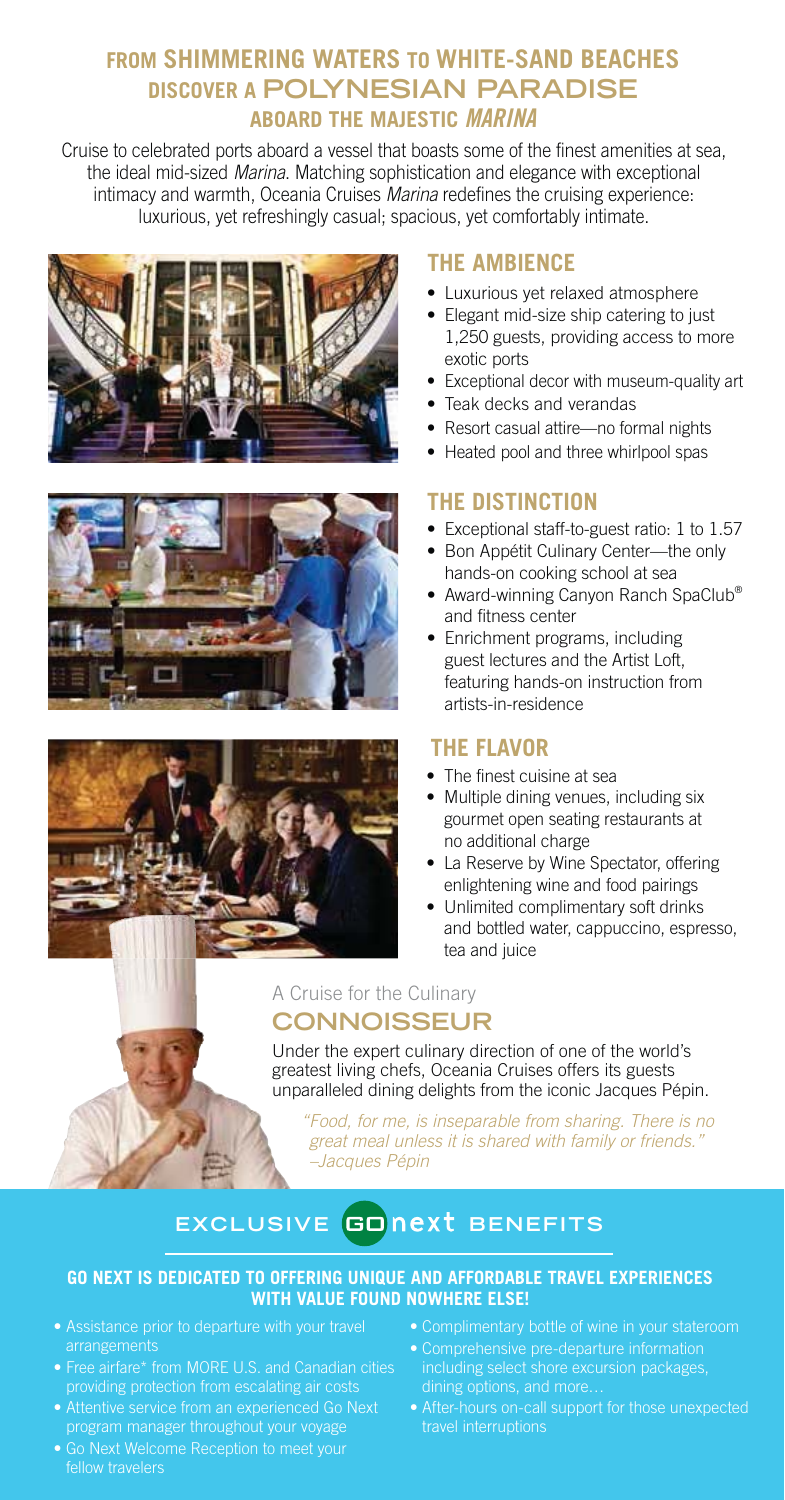# FROM SHIMMERING WATERS TO WHITE-SAND BEACHES DISCOVER A POLYNESIAN PARADISE ABOARD THE MAJESTIC *MARINA*

Cruise to celebrated ports aboard a vessel that boasts some of the finest amenities at sea, the ideal mid-sized *Marina*. Matching sophistication and elegance with exceptional intimacy and warmth, Oceania Cruises *Marina* redefines the cruising experience: luxurious, yet refreshingly casual; spacious, yet comfortably intimate.

## THE AMBIENCE

- Luxurious yet relaxed atmosphere
- Elegant mid-size ship catering to just 1,250 guests, providing access to more exotic ports
- Exceptional decor with museum-quality art
- Teak decks and verandas
- Resort casual attire—no formal nights
- Heated pool and three whirlpool spas

## THE DISTINCTION

- Exceptional staff-to-guest ratio: 1 to 1.57
- Bon Appétit Culinary Center—the only hands-on cooking school at sea
- Award-winning Canyon Ranch SpaClub® and fitness center
- Enrichment programs, including guest lectures and the Artist Loft, featuring hands-on instruction from artists-in-residence

## THE FLAVOR

- The finest cuisine at sea
- Multiple dining venues, including six gourmet open seating restaurants at no additional charge
- La Reserve by Wine Spectator, offering enlightening wine and food pairings
- Unlimited complimentary soft drinks and bottled water, cappuccino, espresso, tea and juice

## A Cruise for the Culinary CONNOISSEUR

Under the expert culinary direction of one of the world's greatest living chefs, Oceania Cruises offers its guests unparalleled dining delights from the iconic Jacques Pépin.

*"Food, for me, is inseparable from sharing. There is no great meal unless it is shared with family or friends."*
*–Jacques Pépin*

## EXCLUSIVE GO next BENEFITS

**GO NEXT IS DEDICATED TO OFFERING UNIQUE AND AFFORDABLE TRAVEL EXPERIENCES WITH VALUE FOUND NOWHERE ELSE!**

- Assistance prior to departure with your travel arrangements
- Free airfare* from MORE U.S. and Canadian cities providing protection from escalating air costs
- Attentive service from an experienced Go Next program manager throughout your voyage
- Go Next Welcome Reception to meet your fellow travelers
- Complimentary bottle of wine in your stateroom
- Comprehensive pre-departure information including select shore excursion packages, dining options, and more…
- After-hours on-call support for those unexpected travel interruptions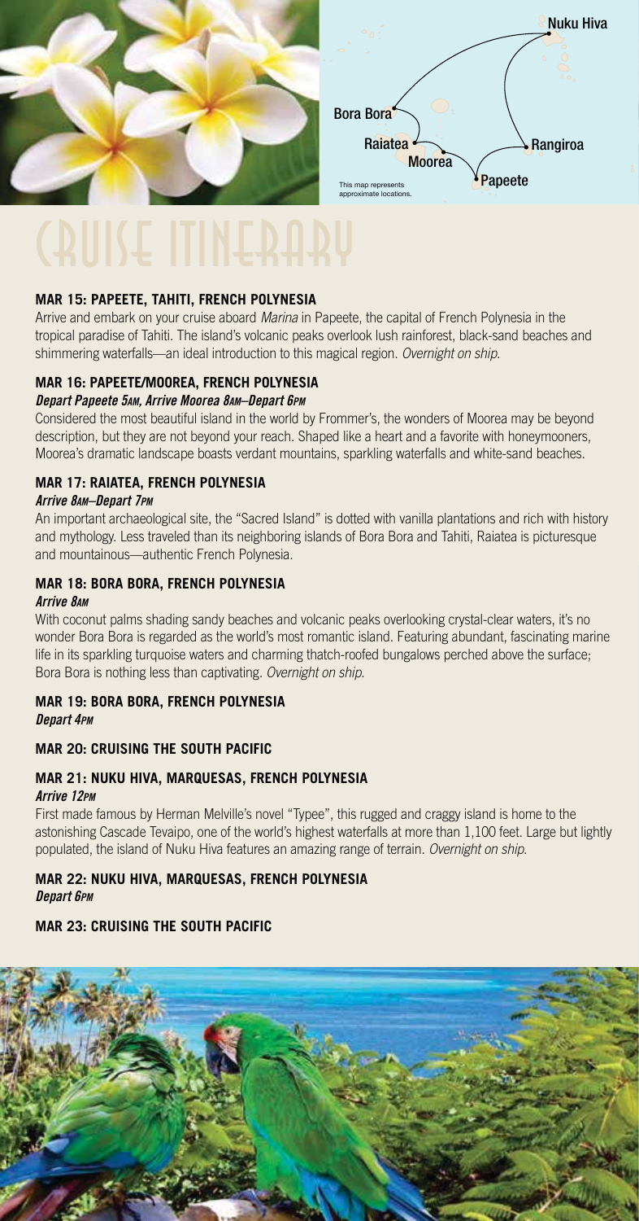# CRUISE ITINERARY

### MAR 15: PAPEETE, TAHITI, FRENCH POLYNESIA

Arrive and embark on your cruise aboard *Marina* in Papeete, the capital of French Polynesia in the tropical paradise of Tahiti. The island's volcanic peaks overlook lush rainforest, black-sand beaches and shimmering waterfalls—an ideal introduction to this magical region. *Overnight on ship.*

### MAR 16: PAPEETE/MOOREA, FRENCH POLYNESIA

***Depart Papeete 5AM, Arrive Moorea 8AM–Depart 6PM***

Considered the most beautiful island in the world by Frommer's, the wonders of Moorea may be beyond description, but they are not beyond your reach. Shaped like a heart and a favorite with honeymooners, Moorea's dramatic landscape boasts verdant mountains, sparkling waterfalls and white-sand beaches.

### MAR 17: RAIATEA, FRENCH POLYNESIA

***Arrive 8AM–Depart 7PM***

An important archaeological site, the "Sacred Island" is dotted with vanilla plantations and rich with history and mythology. Less traveled than its neighboring islands of Bora Bora and Tahiti, Raiatea is picturesque and mountainous—authentic French Polynesia.

### MAR 18: BORA BORA, FRENCH POLYNESIA

***Arrive 8AM***

With coconut palms shading sandy beaches and volcanic peaks overlooking crystal-clear waters, it's no wonder Bora Bora is regarded as the world's most romantic island. Featuring abundant, fascinating marine life in its sparkling turquoise waters and charming thatch-roofed bungalows perched above the surface; Bora Bora is nothing less than captivating. *Overnight on ship.*

### MAR 19: BORA BORA, FRENCH POLYNESIA

***Depart 4PM***

### MAR 20: CRUISING THE SOUTH PACIFIC

### MAR 21: NUKU HIVA, MARQUESAS, FRENCH POLYNESIA

***Arrive 12PM***

First made famous by Herman Melville's novel "Typee", this rugged and craggy island is home to the astonishing Cascade Tevaipo, one of the world's highest waterfalls at more than 1,100 feet. Large but lightly populated, the island of Nuku Hiva features an amazing range of terrain. *Overnight on ship.*

### MAR 22: NUKU HIVA, MARQUESAS, FRENCH POLYNESIA

***Depart 6PM***

### MAR 23: CRUISING THE SOUTH PACIFIC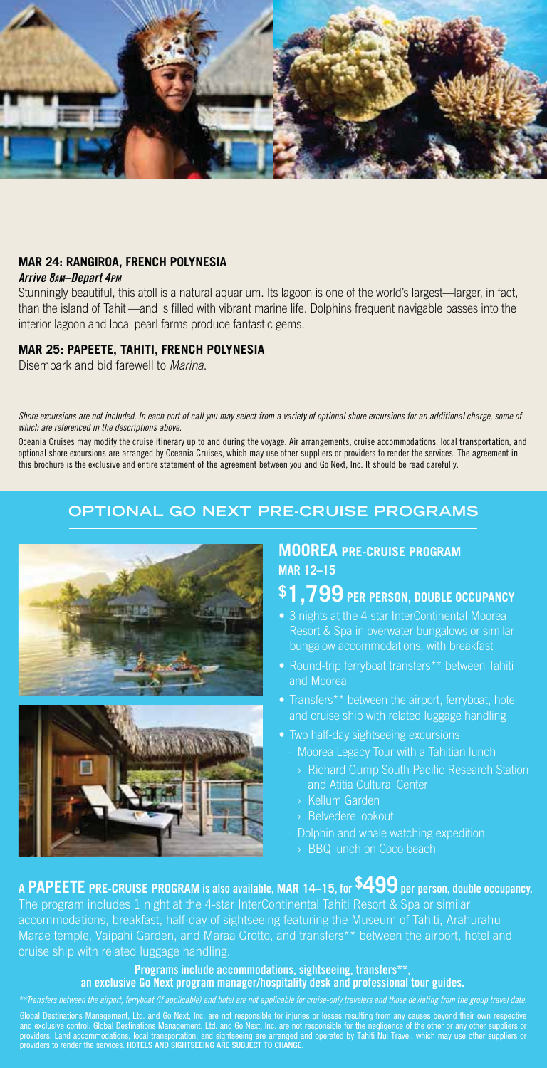### MAR 24: RANGIROA, FRENCH POLYNESIA

***Arrive 8AM–Depart 4PM***

Stunningly beautiful, this atoll is a natural aquarium. Its lagoon is one of the world's largest—larger, in fact, than the island of Tahiti—and is filled with vibrant marine life. Dolphins frequent navigable passes into the interior lagoon and local pearl farms produce fantastic gems.

### MAR 25: PAPEETE, TAHITI, FRENCH POLYNESIA

Disembark and bid farewell to *Marina*.

*Shore excursions are not included. In each port of call you may select from a variety of optional shore excursions for an additional charge, some of which are referenced in the descriptions above.*

Oceania Cruises may modify the cruise itinerary up to and during the voyage. Air arrangements, cruise accommodations, local transportation, and optional shore excursions are arranged by Oceania Cruises, which may use other suppliers or providers to render the services. The agreement in this brochure is the exclusive and entire statement of the agreement between you and Go Next, Inc. It should be read carefully.

## OPTIONAL GO NEXT PRE-CRUISE PROGRAMS

### MOOREA PRE-CRUISE PROGRAM

**MAR 12–15**

**$1,799 PER PERSON, DOUBLE OCCUPANCY**

- 3 nights at the 4-star InterContinental Moorea Resort & Spa in overwater bungalows or similar bungalow accommodations, with breakfast
- Round-trip ferryboat transfers** between Tahiti and Moorea
- Transfers** between the airport, ferryboat, hotel and cruise ship with related luggage handling
- Two half-day sightseeing excursions
  - Moorea Legacy Tour with a Tahitian lunch
    - › Richard Gump South Pacific Research Station and Atitia Cultural Center
    - › Kellum Garden
    - › Belvedere lookout
  - Dolphin and whale watching expedition
    - › BBQ lunch on Coco beach

**A PAPEETE PRE-CRUISE PROGRAM is also available, MAR 14–15, for $499 per person, double occupancy.**

The program includes 1 night at the 4-star InterContinental Tahiti Resort & Spa or similar accommodations, breakfast, half-day of sightseeing featuring the Museum of Tahiti, Arahurahu Marae temple, Vaipahi Garden, and Maraa Grotto, and transfers** between the airport, hotel and cruise ship with related luggage handling.

**Programs include accommodations, sightseeing, transfers**, an exclusive Go Next program manager/hospitality desk and professional tour guides.**

*\*\*Transfers between the airport, ferryboat (if applicable) and hotel are not applicable for cruise-only travelers and those deviating from the group travel date.*

Global Destinations Management, Ltd. and Go Next, Inc. are not responsible for injuries or losses resulting from any causes beyond their own respective and exclusive control. Global Destinations Management, Ltd. and Go Next, Inc. are not responsible for the negligence of the other or any other suppliers or providers. Land accommodations, local transportation, and sightseeing are arranged and operated by Tahiti Nui Travel, which may use other suppliers or providers to render the services. HOTELS AND SIGHTSEEING ARE SUBJECT TO CHANGE.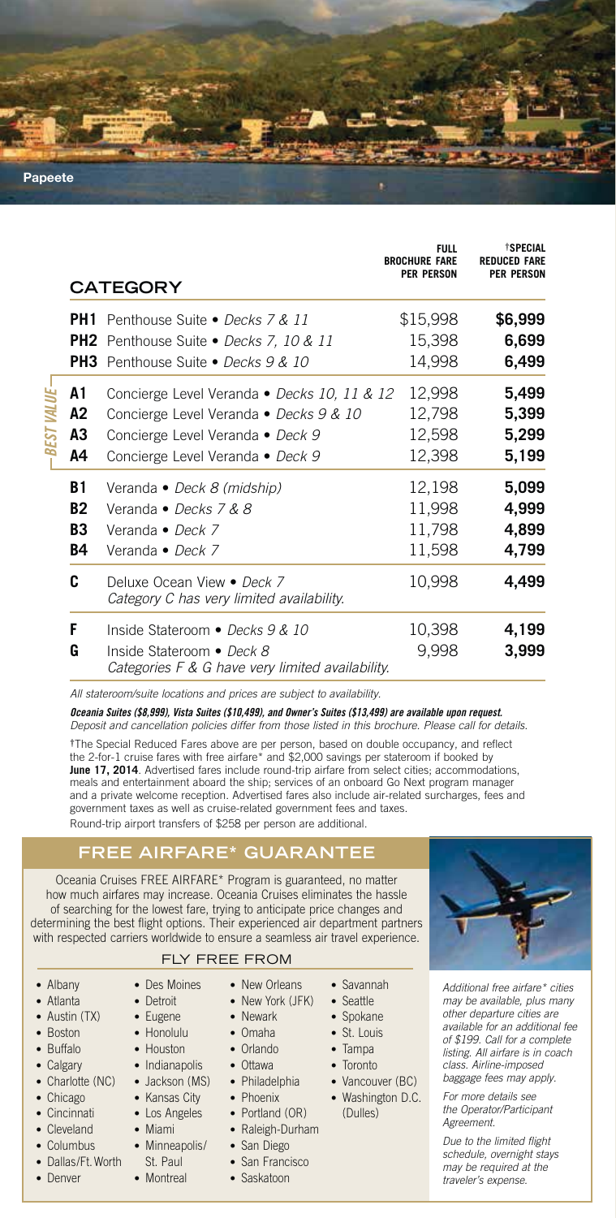Papeete

| | CATEGORY | FULL BROCHURE FARE PER PERSON | †SPECIAL REDUCED FARE PER PERSON |
|---|---|---|---|
| **PH1** | Penthouse Suite • *Decks 7 & 11* | $15,998 | **$6,999** |
| **PH2** | Penthouse Suite • *Decks 7, 10 & 11* | 15,398 | **6,699** |
| **PH3** | Penthouse Suite • *Decks 9 & 10* | 14,998 | **6,499** |
| **A1** | Concierge Level Veranda • *Decks 10, 11 & 12* | 12,998 | **5,499** |
| **A2** | Concierge Level Veranda • *Decks 9 & 10* | 12,798 | **5,399** |
| **A3** | Concierge Level Veranda • *Deck 9* | 12,598 | **5,299** |
| **A4** | Concierge Level Veranda • *Deck 9* | 12,398 | **5,199** |
| **B1** | Veranda • *Deck 8 (midship)* | 12,198 | **5,099** |
| **B2** | Veranda • *Decks 7 & 8* | 11,998 | **4,999** |
| **B3** | Veranda • *Deck 7* | 11,798 | **4,899** |
| **B4** | Veranda • *Deck 7* | 11,598 | **4,799** |
| **C** | Deluxe Ocean View • *Deck 7* *Category C has very limited availability.* | 10,998 | **4,499** |
| **F** | Inside Stateroom • *Decks 9 & 10* | 10,398 | **4,199** |
| **G** | Inside Stateroom • *Deck 8* *Categories F & G have very limited availability.* | 9,998 | **3,999** |

*BEST VALUE* (Categories A1–A4)

*All stateroom/suite locations and prices are subject to availability.*

***Oceania Suites ($8,999), Vista Suites ($10,499), and Owner's Suites ($13,499) are available upon request.*** *Deposit and cancellation policies differ from those listed in this brochure. Please call for details.*

†The Special Reduced Fares above are per person, based on double occupancy, and reflect the 2-for-1 cruise fares with free airfare* and $2,000 savings per stateroom if booked by **June 17, 2014**. Advertised fares include round-trip airfare from select cities; accommodations, meals and entertainment aboard the ship; services of an onboard Go Next program manager and a private welcome reception. Advertised fares also include air-related surcharges, fees and government taxes as well as cruise-related government fees and taxes. Round-trip airport transfers of $258 per person are additional.

## FREE AIRFARE* GUARANTEE

Oceania Cruises FREE AIRFARE* Program is guaranteed, no matter how much airfares may increase. Oceania Cruises eliminates the hassle of searching for the lowest fare, trying to anticipate price changes and determining the best flight options. Their experienced air department partners with respected carriers worldwide to ensure a seamless air travel experience.

### FLY FREE FROM

- Albany
- Atlanta
- Austin (TX)
- Boston
- Buffalo
- Calgary
- Charlotte (NC)
- Chicago
- Cincinnati
- Cleveland
- Columbus
- Dallas/Ft. Worth
- Denver
- Des Moines
- Detroit
- Eugene
- Honolulu
- Houston
- Indianapolis
- Jackson (MS)
- Kansas City
- Los Angeles
- Miami
- Minneapolis/St. Paul
- Montreal
- New Orleans
- New York (JFK)
- Newark
- Omaha
- Orlando
- Ottawa
- Philadelphia
- Phoenix
- Portland (OR)
- Raleigh-Durham
- San Diego
- San Francisco
- Saskatoon
- Savannah
- Seattle
- Spokane
- St. Louis
- Tampa
- Toronto
- Vancouver (BC)
- Washington D.C. (Dulles)

*Additional free airfare* cities may be available, plus many other departure cities are available for an additional fee of $199. Call for a complete listing. All airfare is in coach class. Airline-imposed baggage fees may apply.*

*For more details see the Operator/Participant Agreement.*

*Due to the limited flight schedule, overnight stays may be required at the traveler's expense.*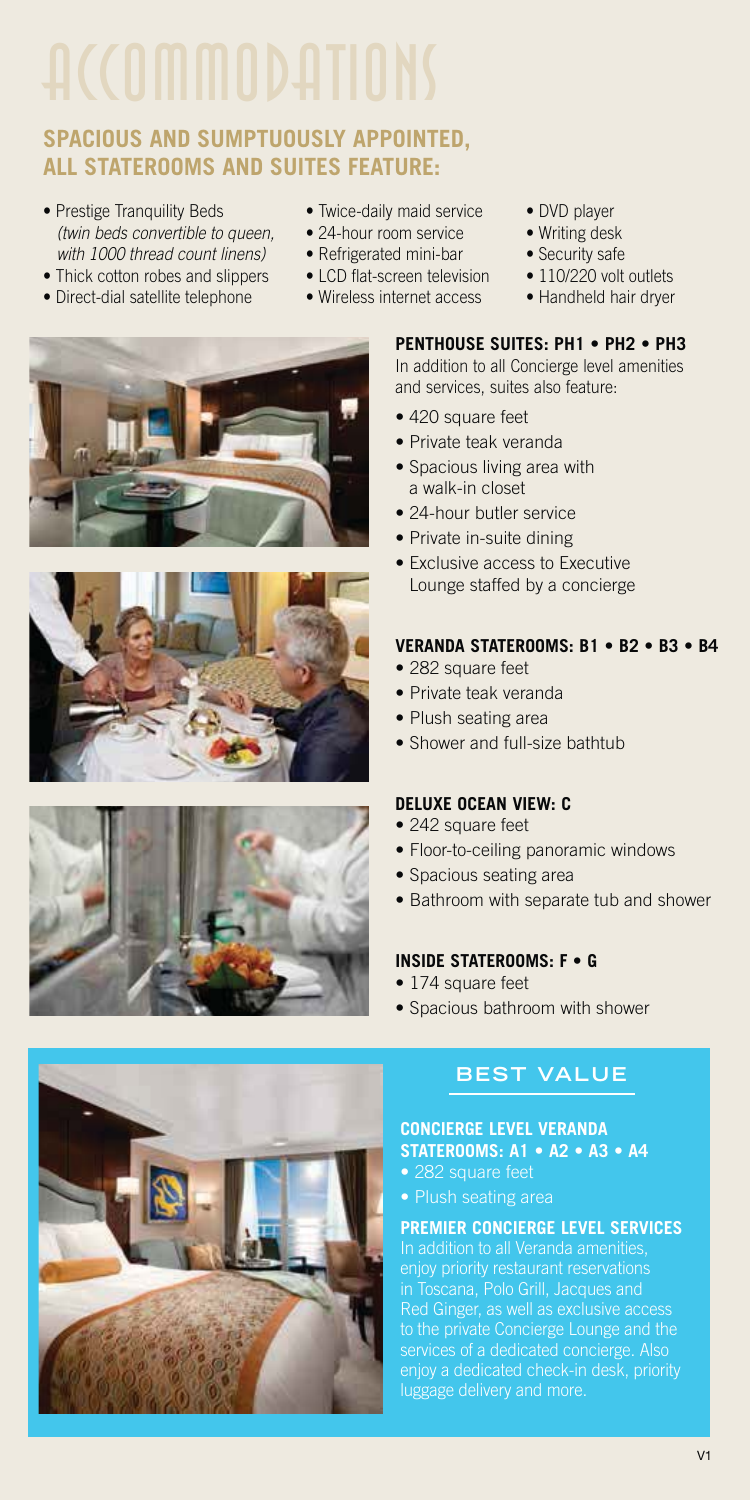# ACCOMMODATIONS

## SPACIOUS AND SUMPTUOUSLY APPOINTED, ALL STATEROOMS AND SUITES FEATURE:

- Prestige Tranquility Beds *(twin beds convertible to queen, with 1000 thread count linens)*
- Thick cotton robes and slippers
- Direct-dial satellite telephone
- Twice-daily maid service
- 24-hour room service
- Refrigerated mini-bar
- LCD flat-screen television
- Wireless internet access
- DVD player
- Writing desk
- Security safe
- 110/220 volt outlets
- Handheld hair dryer

### PENTHOUSE SUITES: PH1 • PH2 • PH3

In addition to all Concierge level amenities and services, suites also feature:

- 420 square feet
- Private teak veranda
- Spacious living area with a walk-in closet
- 24-hour butler service
- Private in-suite dining
- Exclusive access to Executive Lounge staffed by a concierge

### VERANDA STATEROOMS: B1 • B2 • B3 • B4

- 282 square feet
- Private teak veranda
- Plush seating area
- Shower and full-size bathtub

### DELUXE OCEAN VIEW: C

- 242 square feet
- Floor-to-ceiling panoramic windows
- Spacious seating area
- Bathroom with separate tub and shower

### INSIDE STATEROOMS: F • G

- 174 square feet
- Spacious bathroom with shower

## BEST VALUE

### CONCIERGE LEVEL VERANDA STATEROOMS: A1 • A2 • A3 • A4

- 282 square feet
- Plush seating area

### PREMIER CONCIERGE LEVEL SERVICES

In addition to all Veranda amenities, enjoy priority restaurant reservations in Toscana, Polo Grill, Jacques and Red Ginger, as well as exclusive access to the private Concierge Lounge and the services of a dedicated concierge. Also enjoy a dedicated check-in desk, priority luggage delivery and more.